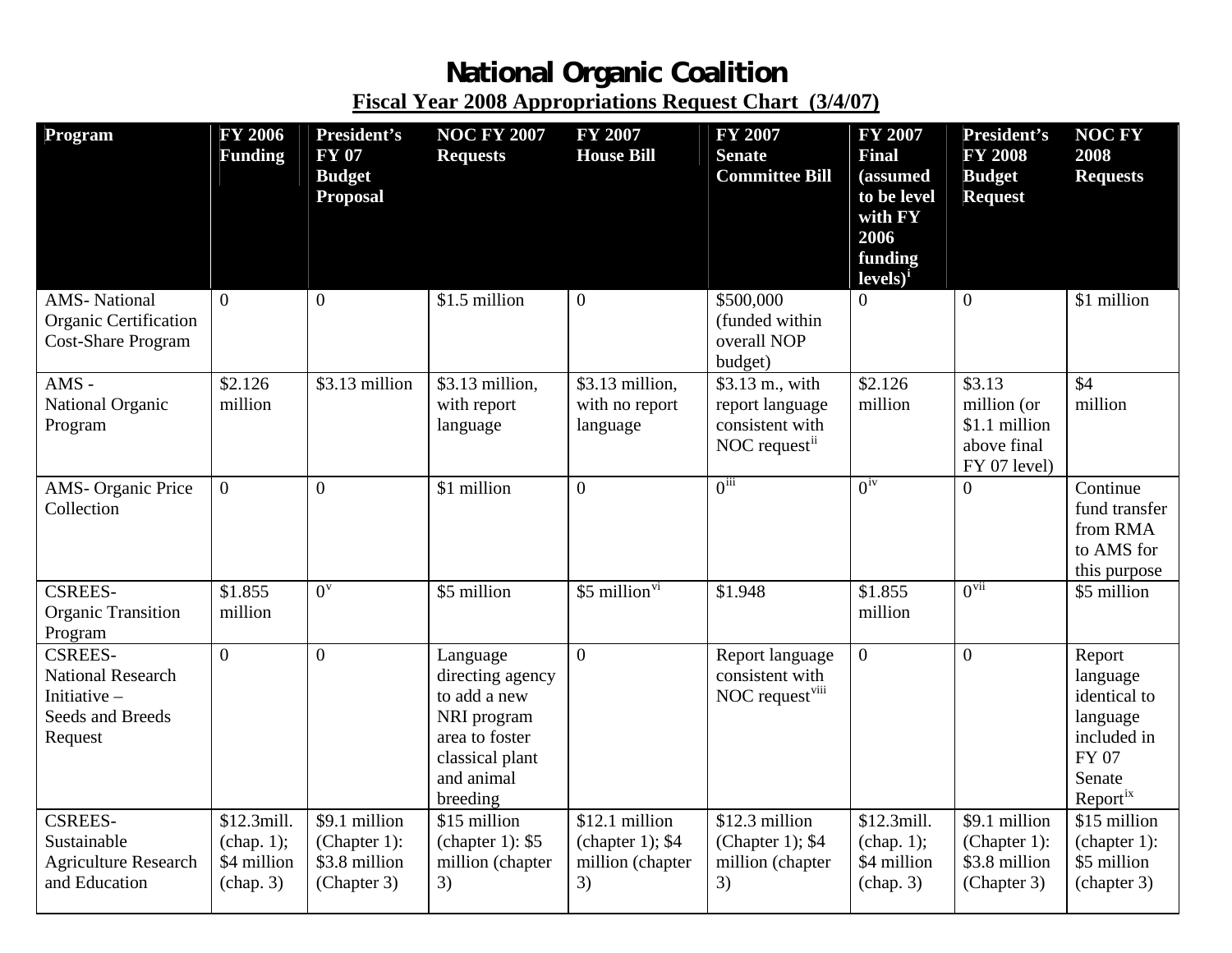# National Organic Coalition

**Fiscal Year 2008 Appropriations Request Chart (3/4/07)**

| Program | FY 2006 Funding | President's FY 07 Budget Proposal | NOC FY 2007 Requests | FY 2007 House Bill | FY 2007 Senate Committee Bill | FY 2007 Final (assumed to be level with FY 2006 funding levels)[i] | President's FY 2008 Budget Request | NOC FY 2008 Requests |
|---|---|---|---|---|---|---|---|---|
| AMS- National Organic Certification Cost-Share Program | 0 | 0 | $1.5 million | 0 | $500,000 (funded within overall NOP budget) | 0 | 0 | $1 million |
| AMS - National Organic Program | $2.126 million | $3.13 million | $3.13 million, with report language | $3.13 million, with no report language | $3.13 m., with report language consistent with NOC request[ii] | $2.126 million | $3.13 million (or $1.1 million above final FY 07 level) | $4 million |
| AMS- Organic Price Collection | 0 | 0 | $1 million | 0 | 0[iii] | 0[iv] | 0 | Continue fund transfer from RMA to AMS for this purpose |
| CSREES- Organic Transition Program | $1.855 million | 0[v] | $5 million | $5 million[vi] | $1.948 | $1.855 million | 0[vii] | $5 million |
| CSREES- National Research Initiative – Seeds and Breeds Request | 0 | 0 | Language directing agency to add a new NRI program area to foster classical plant and animal breeding | 0 | Report language consistent with NOC request[viii] | 0 | 0 | Report language identical to language included in FY 07 Senate Report[ix] |
| CSREES- Sustainable Agriculture Research and Education | $12.3mill. (chap. 1); $4 million (chap. 3) | $9.1 million (Chapter 1): $3.8 million (Chapter 3) | $15 million (chapter 1): $5 million (chapter 3) | $12.1 million (chapter 1); $4 million (chapter 3) | $12.3 million (Chapter 1); $4 million (chapter 3) | $12.3mill. (chap. 1); $4 million (chap. 3) | $9.1 million (Chapter 1): $3.8 million (Chapter 3) | $15 million (chapter 1): $5 million (chapter 3) |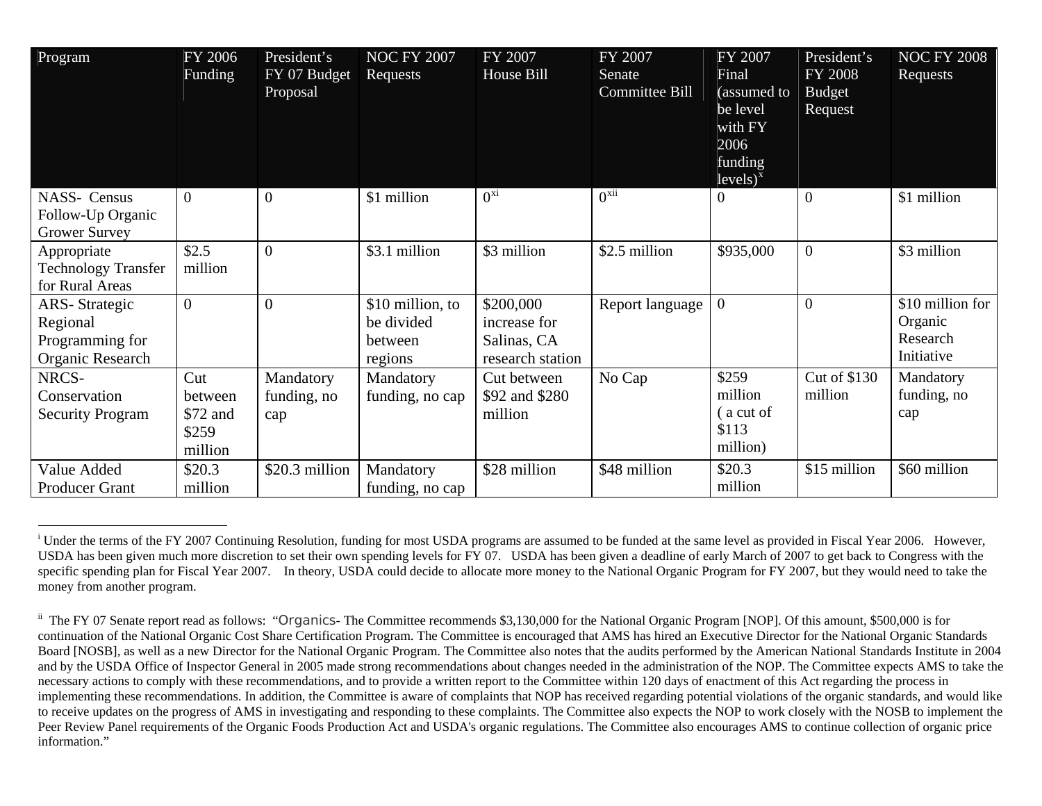| Program | FY 2006 Funding | President's FY 07 Budget Proposal | NOC FY 2007 Requests | FY 2007 House Bill | FY 2007 Senate Committee Bill | FY 2007 Final (assumed to be level with FY 2006 funding levels)[x] | President's FY 2008 Budget Request | NOC FY 2008 Requests |
|---|---|---|---|---|---|---|---|---|
| NASS- Census Follow-Up Organic Grower Survey | 0 | 0 | $1 million | 0[xi] | 0[xii] | 0 | 0 | $1 million |
| Appropriate Technology Transfer for Rural Areas | $2.5 million | 0 | $3.1 million | $3 million | $2.5 million | $935,000 | 0 | $3 million |
| ARS- Strategic Regional Programming for Organic Research | 0 | 0 | $10 million, to be divided between regions | $200,000 increase for Salinas, CA research station | Report language | 0 | 0 | $10 million for Organic Research Initiative |
| NRCS- Conservation Security Program | Cut between $72 and $259 million | Mandatory funding, no cap | Mandatory funding, no cap | Cut between $92 and $280 million | No Cap | $259 million ( a cut of $113 million) | Cut of $130 million | Mandatory funding, no cap |
| Value Added Producer Grant | $20.3 million | $20.3 million | Mandatory funding, no cap | $28 million | $48 million | $20.3 million | $15 million | $60 million |

---

[i] Under the terms of the FY 2007 Continuing Resolution, funding for most USDA programs are assumed to be funded at the same level as provided in Fiscal Year 2006. However, USDA has been given much more discretion to set their own spending levels for FY 07. USDA has been given a deadline of early March of 2007 to get back to Congress with the specific spending plan for Fiscal Year 2007. In theory, USDA could decide to allocate more money to the National Organic Program for FY 2007, but they would need to take the money from another program.

[ii] The FY 07 Senate report read as follows: "Organics- The Committee recommends $3,130,000 for the National Organic Program [NOP]. Of this amount, $500,000 is for continuation of the National Organic Cost Share Certification Program. The Committee is encouraged that AMS has hired an Executive Director for the National Organic Standards Board [NOSB], as well as a new Director for the National Organic Program. The Committee also notes that the audits performed by the American National Standards Institute in 2004 and by the USDA Office of Inspector General in 2005 made strong recommendations about changes needed in the administration of the NOP. The Committee expects AMS to take the necessary actions to comply with these recommendations, and to provide a written report to the Committee within 120 days of enactment of this Act regarding the process in implementing these recommendations. In addition, the Committee is aware of complaints that NOP has received regarding potential violations of the organic standards, and would like to receive updates on the progress of AMS in investigating and responding to these complaints. The Committee also expects the NOP to work closely with the NOSB to implement the Peer Review Panel requirements of the Organic Foods Production Act and USDA's organic regulations. The Committee also encourages AMS to continue collection of organic price information."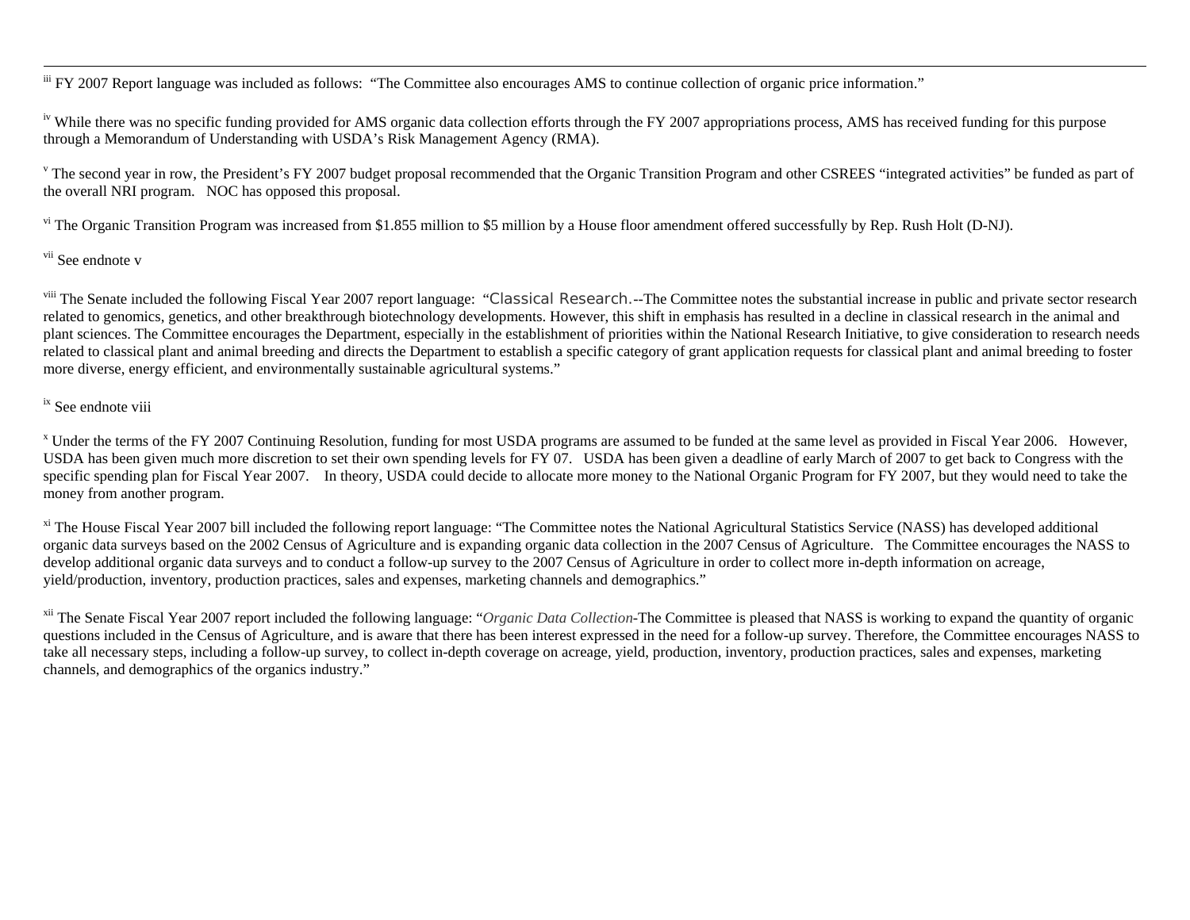[iii] FY 2007 Report language was included as follows: "The Committee also encourages AMS to continue collection of organic price information."

[iv] While there was no specific funding provided for AMS organic data collection efforts through the FY 2007 appropriations process, AMS has received funding for this purpose through a Memorandum of Understanding with USDA's Risk Management Agency (RMA).

[v] The second year in row, the President's FY 2007 budget proposal recommended that the Organic Transition Program and other CSREES "integrated activities" be funded as part of the overall NRI program. NOC has opposed this proposal.

[vi] The Organic Transition Program was increased from $1.855 million to $5 million by a House floor amendment offered successfully by Rep. Rush Holt (D-NJ).

[vii] See endnote v

[viii] The Senate included the following Fiscal Year 2007 report language: "Classical Research.--The Committee notes the substantial increase in public and private sector research related to genomics, genetics, and other breakthrough biotechnology developments. However, this shift in emphasis has resulted in a decline in classical research in the animal and plant sciences. The Committee encourages the Department, especially in the establishment of priorities within the National Research Initiative, to give consideration to research needs related to classical plant and animal breeding and directs the Department to establish a specific category of grant application requests for classical plant and animal breeding to foster more diverse, energy efficient, and environmentally sustainable agricultural systems."

[ix] See endnote viii

[x] Under the terms of the FY 2007 Continuing Resolution, funding for most USDA programs are assumed to be funded at the same level as provided in Fiscal Year 2006. However, USDA has been given much more discretion to set their own spending levels for FY 07. USDA has been given a deadline of early March of 2007 to get back to Congress with the specific spending plan for Fiscal Year 2007. In theory, USDA could decide to allocate more money to the National Organic Program for FY 2007, but they would need to take the money from another program.

[xi] The House Fiscal Year 2007 bill included the following report language: "The Committee notes the National Agricultural Statistics Service (NASS) has developed additional organic data surveys based on the 2002 Census of Agriculture and is expanding organic data collection in the 2007 Census of Agriculture. The Committee encourages the NASS to develop additional organic data surveys and to conduct a follow-up survey to the 2007 Census of Agriculture in order to collect more in-depth information on acreage, yield/production, inventory, production practices, sales and expenses, marketing channels and demographics."

[xii] The Senate Fiscal Year 2007 report included the following language: "*Organic Data Collection*-The Committee is pleased that NASS is working to expand the quantity of organic questions included in the Census of Agriculture, and is aware that there has been interest expressed in the need for a follow-up survey. Therefore, the Committee encourages NASS to take all necessary steps, including a follow-up survey, to collect in-depth coverage on acreage, yield, production, inventory, production practices, sales and expenses, marketing channels, and demographics of the organics industry."